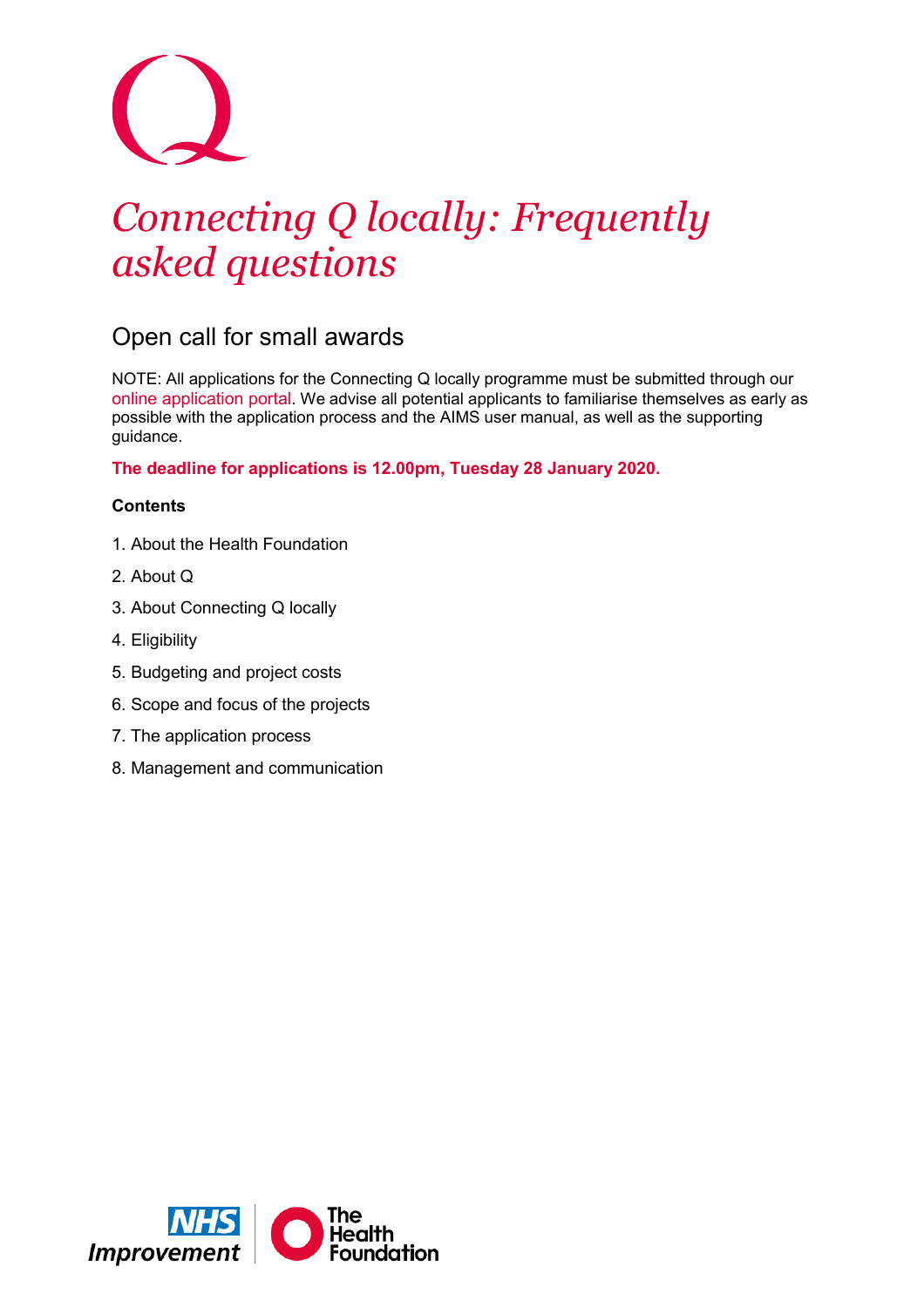# *Connecting Q locally: Frequently asked questions*

## Open call for small awards

NOTE: All applications for the Connecting Q locally programme must be submitted through our online application portal. We advise all potential applicants to familiarise themselves as early as possible with the application process and the AIMS user manual, as well as the supporting guidance.

**The deadline for applications is 12.00pm, Tuesday 28 January 2020.**

**Contents**

1. About the Health Foundation
2. About Q
3. About Connecting Q locally
4. Eligibility
5. Budgeting and project costs
6. Scope and focus of the projects
7. The application process
8. Management and communication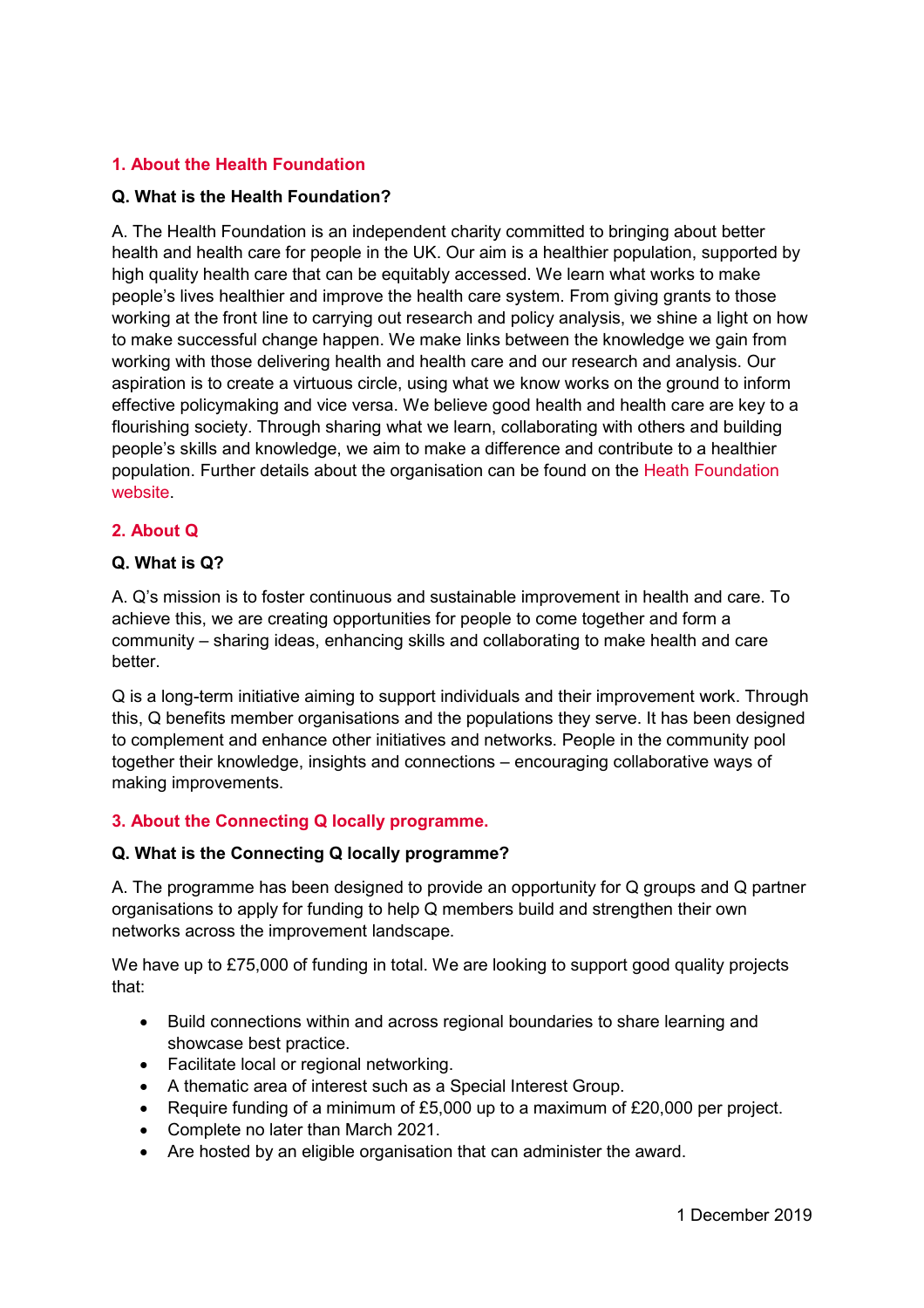## 1. About the Health Foundation

**Q. What is the Health Foundation?**

A. The Health Foundation is an independent charity committed to bringing about better health and health care for people in the UK. Our aim is a healthier population, supported by high quality health care that can be equitably accessed. We learn what works to make people's lives healthier and improve the health care system. From giving grants to those working at the front line to carrying out research and policy analysis, we shine a light on how to make successful change happen. We make links between the knowledge we gain from working with those delivering health and health care and our research and analysis. Our aspiration is to create a virtuous circle, using what we know works on the ground to inform effective policymaking and vice versa. We believe good health and health care are key to a flourishing society. Through sharing what we learn, collaborating with others and building people's skills and knowledge, we aim to make a difference and contribute to a healthier population. Further details about the organisation can be found on the Heath Foundation website.

## 2. About Q

**Q. What is Q?**

A. Q's mission is to foster continuous and sustainable improvement in health and care. To achieve this, we are creating opportunities for people to come together and form a community – sharing ideas, enhancing skills and collaborating to make health and care better.

Q is a long-term initiative aiming to support individuals and their improvement work. Through this, Q benefits member organisations and the populations they serve. It has been designed to complement and enhance other initiatives and networks. People in the community pool together their knowledge, insights and connections – encouraging collaborative ways of making improvements.

## 3. About the Connecting Q locally programme.

**Q. What is the Connecting Q locally programme?**

A. The programme has been designed to provide an opportunity for Q groups and Q partner organisations to apply for funding to help Q members build and strengthen their own networks across the improvement landscape.

We have up to £75,000 of funding in total. We are looking to support good quality projects that:

- Build connections within and across regional boundaries to share learning and showcase best practice.
- Facilitate local or regional networking.
- A thematic area of interest such as a Special Interest Group.
- Require funding of a minimum of £5,000 up to a maximum of £20,000 per project.
- Complete no later than March 2021.
- Are hosted by an eligible organisation that can administer the award.

1 December 2019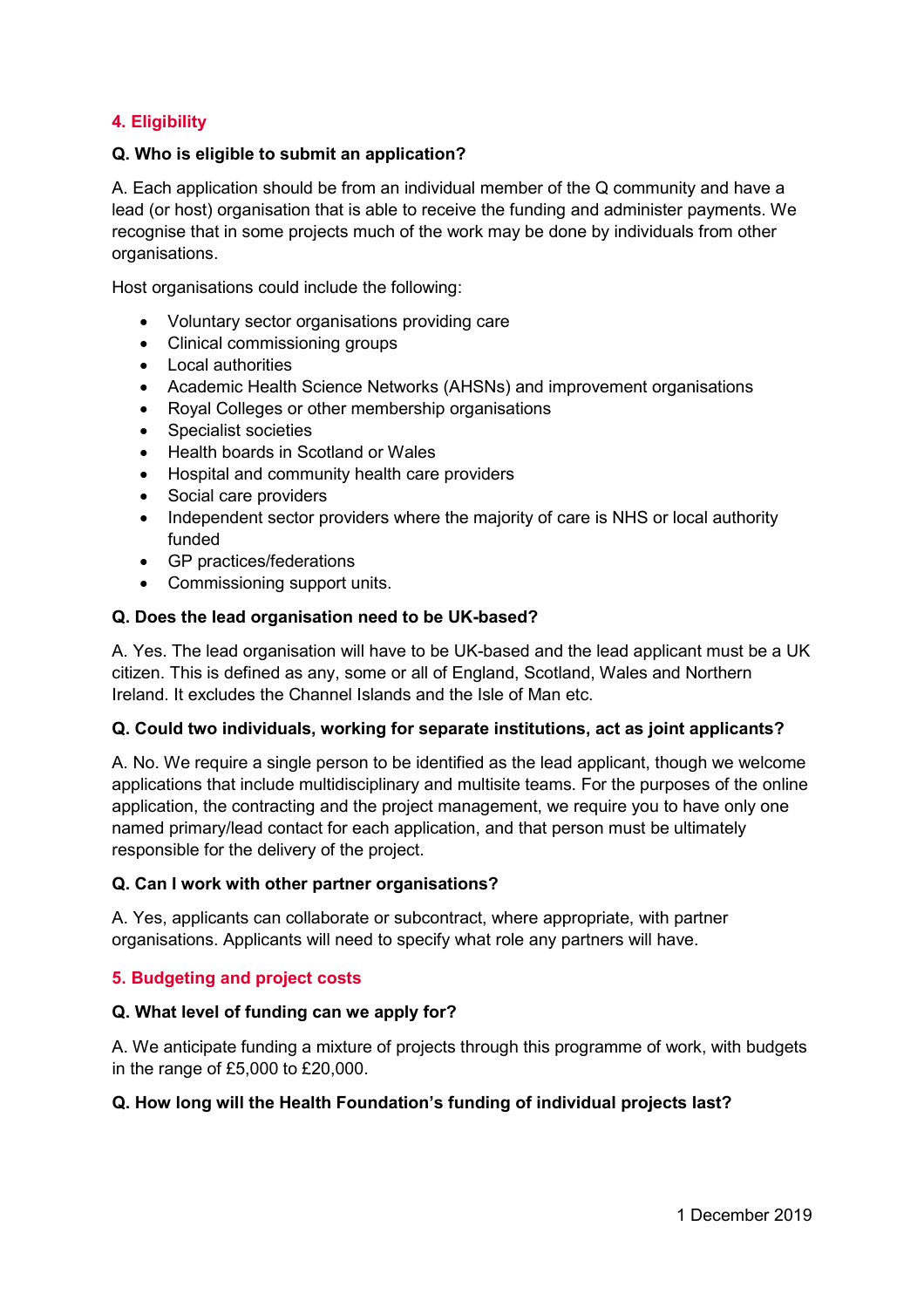## 4. Eligibility

**Q. Who is eligible to submit an application?**

A. Each application should be from an individual member of the Q community and have a lead (or host) organisation that is able to receive the funding and administer payments. We recognise that in some projects much of the work may be done by individuals from other organisations.

Host organisations could include the following:

- Voluntary sector organisations providing care
- Clinical commissioning groups
- Local authorities
- Academic Health Science Networks (AHSNs) and improvement organisations
- Royal Colleges or other membership organisations
- Specialist societies
- Health boards in Scotland or Wales
- Hospital and community health care providers
- Social care providers
- Independent sector providers where the majority of care is NHS or local authority funded
- GP practices/federations
- Commissioning support units.

**Q. Does the lead organisation need to be UK-based?**

A. Yes. The lead organisation will have to be UK-based and the lead applicant must be a UK citizen. This is defined as any, some or all of England, Scotland, Wales and Northern Ireland. It excludes the Channel Islands and the Isle of Man etc.

**Q. Could two individuals, working for separate institutions, act as joint applicants?**

A. No. We require a single person to be identified as the lead applicant, though we welcome applications that include multidisciplinary and multisite teams. For the purposes of the online application, the contracting and the project management, we require you to have only one named primary/lead contact for each application, and that person must be ultimately responsible for the delivery of the project.

**Q. Can I work with other partner organisations?**

A. Yes, applicants can collaborate or subcontract, where appropriate, with partner organisations. Applicants will need to specify what role any partners will have.

## 5. Budgeting and project costs

**Q. What level of funding can we apply for?**

A. We anticipate funding a mixture of projects through this programme of work, with budgets in the range of £5,000 to £20,000.

**Q. How long will the Health Foundation's funding of individual projects last?**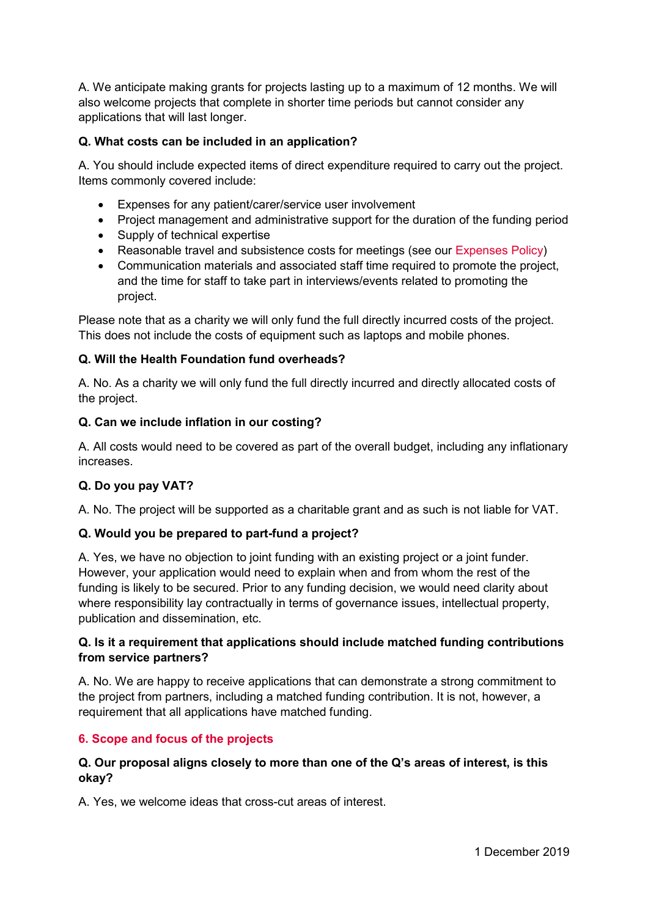A. We anticipate making grants for projects lasting up to a maximum of 12 months. We will also welcome projects that complete in shorter time periods but cannot consider any applications that will last longer.

**Q. What costs can be included in an application?**

A. You should include expected items of direct expenditure required to carry out the project. Items commonly covered include:

- Expenses for any patient/carer/service user involvement
- Project management and administrative support for the duration of the funding period
- Supply of technical expertise
- Reasonable travel and subsistence costs for meetings (see our Expenses Policy)
- Communication materials and associated staff time required to promote the project, and the time for staff to take part in interviews/events related to promoting the project.

Please note that as a charity we will only fund the full directly incurred costs of the project. This does not include the costs of equipment such as laptops and mobile phones.

**Q. Will the Health Foundation fund overheads?**

A. No. As a charity we will only fund the full directly incurred and directly allocated costs of the project.

**Q. Can we include inflation in our costing?**

A. All costs would need to be covered as part of the overall budget, including any inflationary increases.

**Q. Do you pay VAT?**

A. No. The project will be supported as a charitable grant and as such is not liable for VAT.

**Q. Would you be prepared to part-fund a project?**

A. Yes, we have no objection to joint funding with an existing project or a joint funder. However, your application would need to explain when and from whom the rest of the funding is likely to be secured. Prior to any funding decision, we would need clarity about where responsibility lay contractually in terms of governance issues, intellectual property, publication and dissemination, etc.

**Q. Is it a requirement that applications should include matched funding contributions from service partners?**

A. No. We are happy to receive applications that can demonstrate a strong commitment to the project from partners, including a matched funding contribution. It is not, however, a requirement that all applications have matched funding.

## 6. Scope and focus of the projects

**Q. Our proposal aligns closely to more than one of the Q's areas of interest, is this okay?**

A. Yes, we welcome ideas that cross-cut areas of interest.

1 December 2019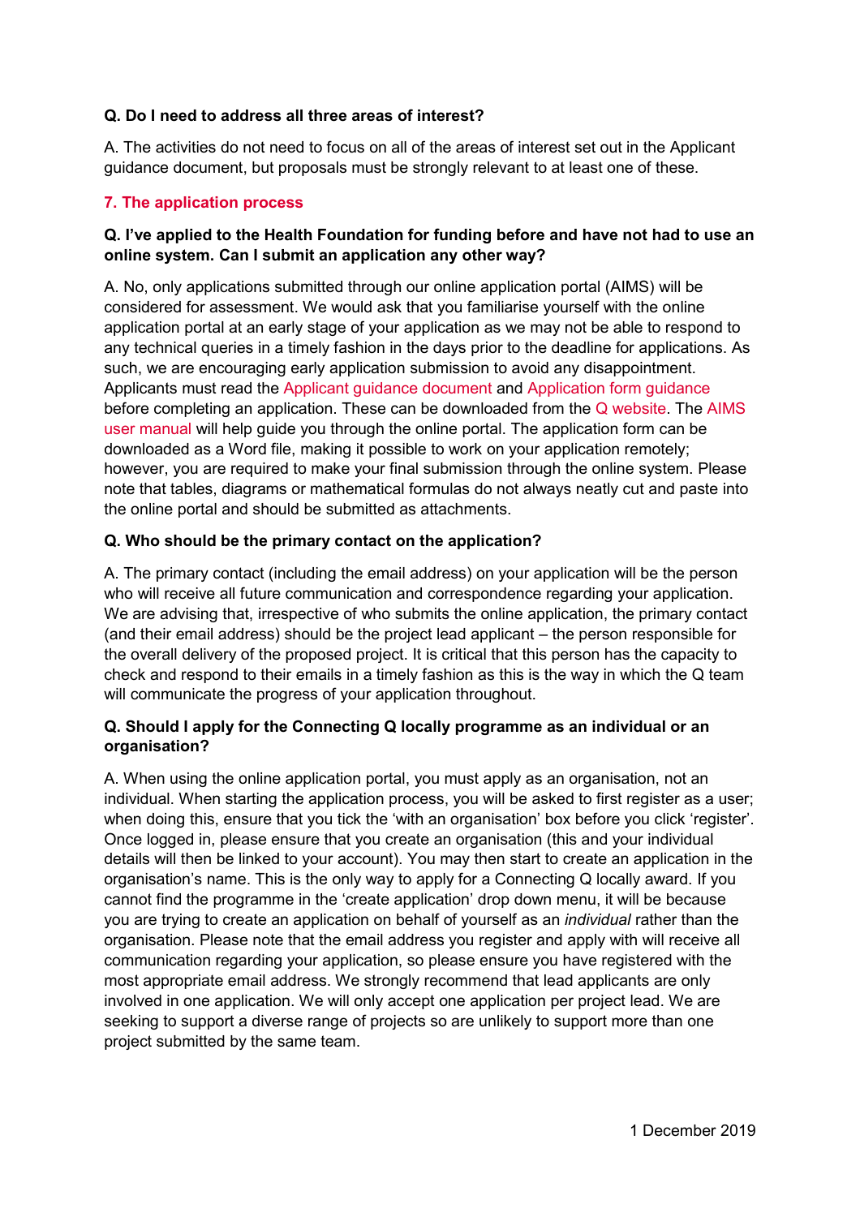**Q. Do I need to address all three areas of interest?**

A. The activities do not need to focus on all of the areas of interest set out in the Applicant guidance document, but proposals must be strongly relevant to at least one of these.

## 7. The application process

**Q. I've applied to the Health Foundation for funding before and have not had to use an online system. Can I submit an application any other way?**

A. No, only applications submitted through our online application portal (AIMS) will be considered for assessment. We would ask that you familiarise yourself with the online application portal at an early stage of your application as we may not be able to respond to any technical queries in a timely fashion in the days prior to the deadline for applications. As such, we are encouraging early application submission to avoid any disappointment. Applicants must read the Applicant guidance document and Application form guidance before completing an application. These can be downloaded from the Q website. The AIMS user manual will help guide you through the online portal. The application form can be downloaded as a Word file, making it possible to work on your application remotely; however, you are required to make your final submission through the online system. Please note that tables, diagrams or mathematical formulas do not always neatly cut and paste into the online portal and should be submitted as attachments.

**Q. Who should be the primary contact on the application?**

A. The primary contact (including the email address) on your application will be the person who will receive all future communication and correspondence regarding your application. We are advising that, irrespective of who submits the online application, the primary contact (and their email address) should be the project lead applicant – the person responsible for the overall delivery of the proposed project. It is critical that this person has the capacity to check and respond to their emails in a timely fashion as this is the way in which the Q team will communicate the progress of your application throughout.

**Q. Should I apply for the Connecting Q locally programme as an individual or an organisation?**

A. When using the online application portal, you must apply as an organisation, not an individual. When starting the application process, you will be asked to first register as a user; when doing this, ensure that you tick the 'with an organisation' box before you click 'register'. Once logged in, please ensure that you create an organisation (this and your individual details will then be linked to your account). You may then start to create an application in the organisation's name. This is the only way to apply for a Connecting Q locally award. If you cannot find the programme in the 'create application' drop down menu, it will be because you are trying to create an application on behalf of yourself as an *individual* rather than the organisation. Please note that the email address you register and apply with will receive all communication regarding your application, so please ensure you have registered with the most appropriate email address. We strongly recommend that lead applicants are only involved in one application. We will only accept one application per project lead. We are seeking to support a diverse range of projects so are unlikely to support more than one project submitted by the same team.

1 December 2019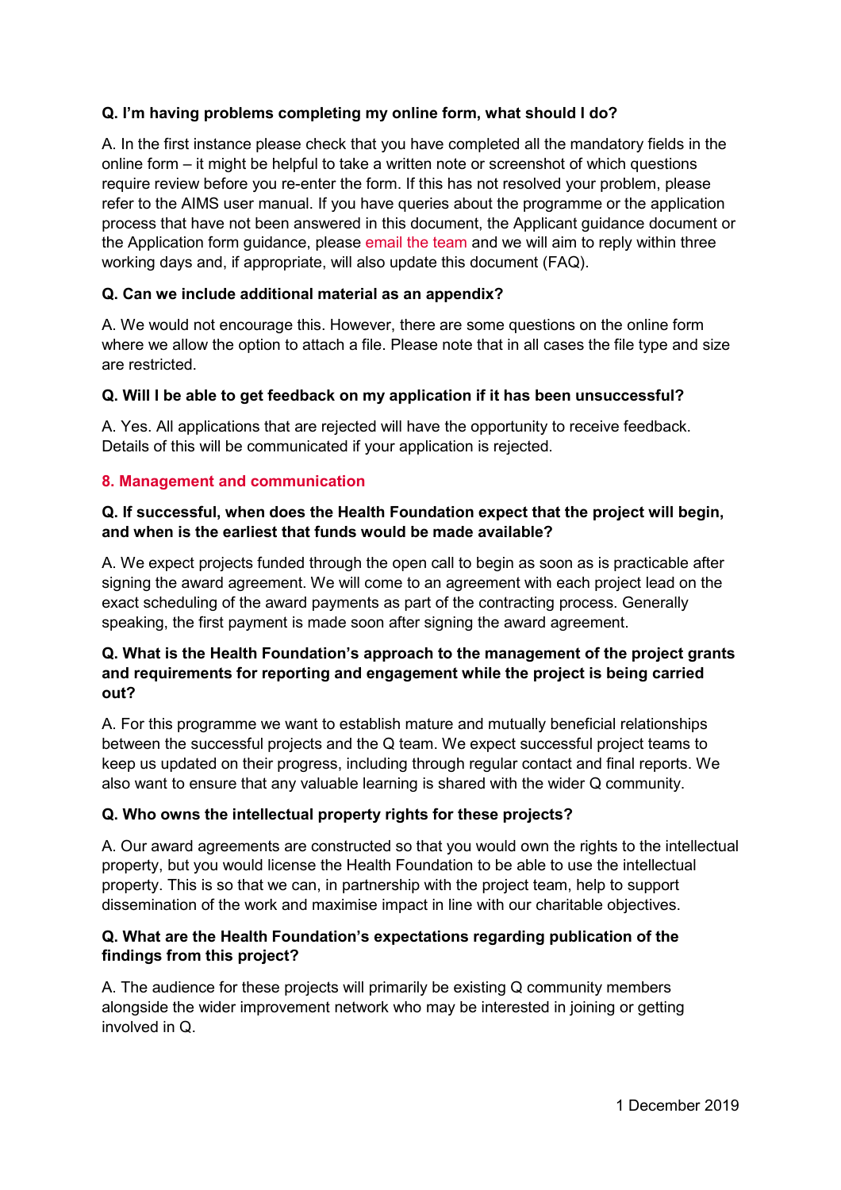**Q. I'm having problems completing my online form, what should I do?**

A. In the first instance please check that you have completed all the mandatory fields in the online form – it might be helpful to take a written note or screenshot of which questions require review before you re-enter the form. If this has not resolved your problem, please refer to the AIMS user manual. If you have queries about the programme or the application process that have not been answered in this document, the Applicant guidance document or the Application form guidance, please email the team and we will aim to reply within three working days and, if appropriate, will also update this document (FAQ).

**Q. Can we include additional material as an appendix?**

A. We would not encourage this. However, there are some questions on the online form where we allow the option to attach a file. Please note that in all cases the file type and size are restricted.

**Q. Will I be able to get feedback on my application if it has been unsuccessful?**

A. Yes. All applications that are rejected will have the opportunity to receive feedback. Details of this will be communicated if your application is rejected.

## 8. Management and communication

**Q. If successful, when does the Health Foundation expect that the project will begin, and when is the earliest that funds would be made available?**

A. We expect projects funded through the open call to begin as soon as is practicable after signing the award agreement. We will come to an agreement with each project lead on the exact scheduling of the award payments as part of the contracting process. Generally speaking, the first payment is made soon after signing the award agreement.

**Q. What is the Health Foundation's approach to the management of the project grants and requirements for reporting and engagement while the project is being carried out?**

A. For this programme we want to establish mature and mutually beneficial relationships between the successful projects and the Q team. We expect successful project teams to keep us updated on their progress, including through regular contact and final reports. We also want to ensure that any valuable learning is shared with the wider Q community.

**Q. Who owns the intellectual property rights for these projects?**

A. Our award agreements are constructed so that you would own the rights to the intellectual property, but you would license the Health Foundation to be able to use the intellectual property. This is so that we can, in partnership with the project team, help to support dissemination of the work and maximise impact in line with our charitable objectives.

**Q. What are the Health Foundation's expectations regarding publication of the findings from this project?**

A. The audience for these projects will primarily be existing Q community members alongside the wider improvement network who may be interested in joining or getting involved in Q.

1 December 2019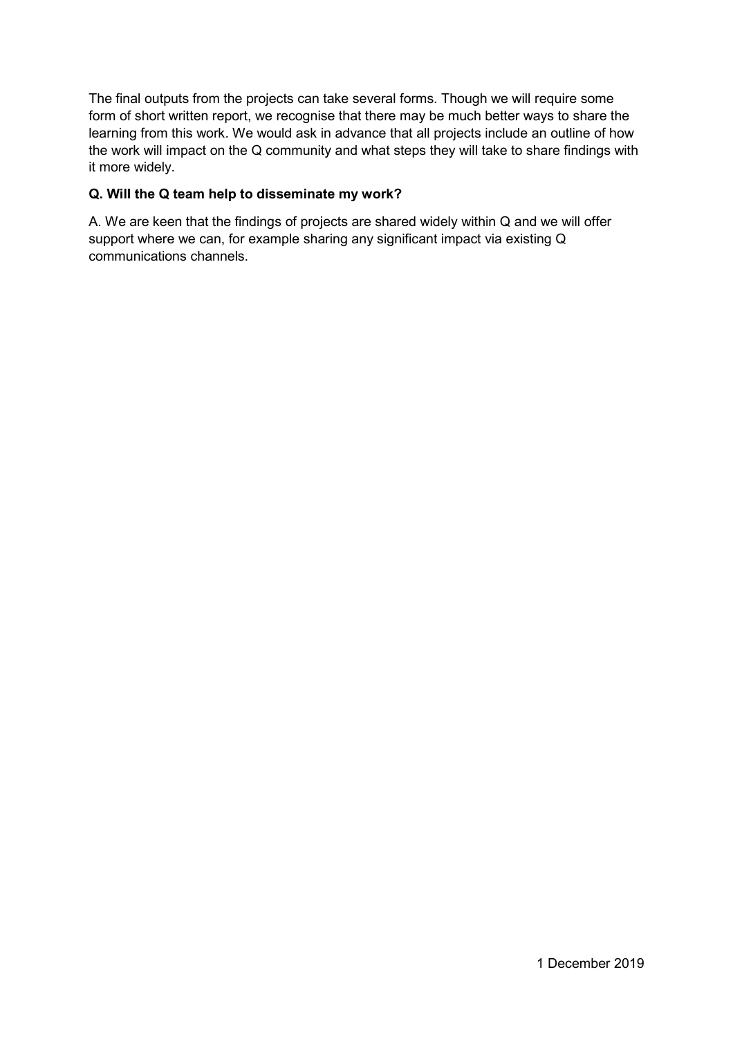The final outputs from the projects can take several forms. Though we will require some form of short written report, we recognise that there may be much better ways to share the learning from this work. We would ask in advance that all projects include an outline of how the work will impact on the Q community and what steps they will take to share findings with it more widely.

**Q. Will the Q team help to disseminate my work?**

A. We are keen that the findings of projects are shared widely within Q and we will offer support where we can, for example sharing any significant impact via existing Q communications channels.

1 December 2019